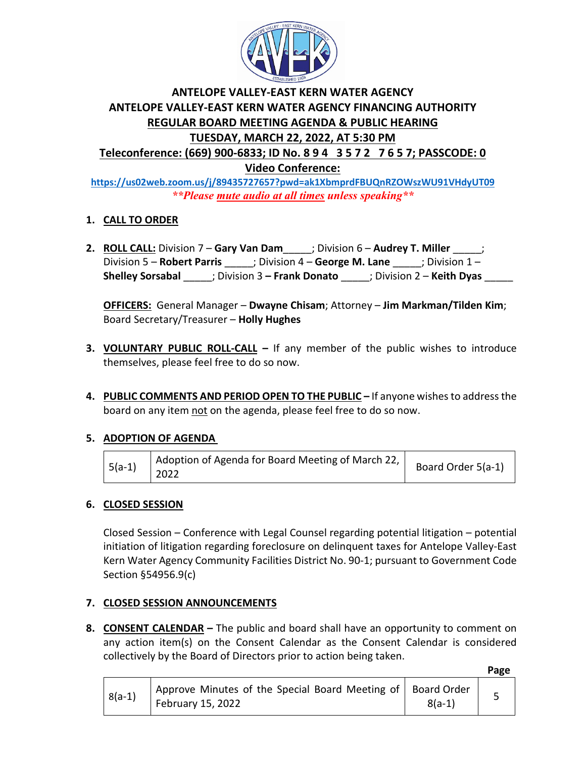**ANTELOPE VALLEY-EAST KERN WATER AGENCY**
**ANTELOPE VALLEY-EAST KERN WATER AGENCY FINANCING AUTHORITY**
**REGULAR BOARD MEETING AGENDA & PUBLIC HEARING**
**TUESDAY, MARCH 22, 2022, AT 5:30 PM**
**Teleconference: (669) 900-6833; ID No. 8 9 4 3 5 7 2 7 6 5 7; PASSCODE: 0**
**Video Conference:**

https://us02web.zoom.us/j/89435727657?pwd=ak1XbmprdFBUQnRZOWszWU91VHdyUT09

***\*\*Please mute audio at all times unless speaking\*\****

1. **CALL TO ORDER**

2. **ROLL CALL:** Division 7 – **Gary Van Dam**\_\_\_\_\_; Division 6 – **Audrey T. Miller** \_\_\_\_\_; Division 5 – **Robert Parris** \_\_\_\_\_; Division 4 – **George M. Lane** \_\_\_\_\_; Division 1 – **Shelley Sorsabal** \_\_\_\_\_; Division 3 – **Frank Donato** \_\_\_\_\_; Division 2 – **Keith Dyas** \_\_\_\_\_

   **OFFICERS:** General Manager – **Dwayne Chisam**; Attorney – **Jim Markman/Tilden Kim**; Board Secretary/Treasurer – **Holly Hughes**

3. **VOLUNTARY PUBLIC ROLL-CALL –** If any member of the public wishes to introduce themselves, please feel free to do so now.

4. **PUBLIC COMMENTS AND PERIOD OPEN TO THE PUBLIC –** If anyone wishes to address the board on any item not on the agenda, please feel free to do so now.

5. **ADOPTION OF AGENDA**

| 5(a-1) | Adoption of Agenda for Board Meeting of March 22, 2022 | Board Order 5(a-1) |
|---|---|---|

6. **CLOSED SESSION**

   Closed Session – Conference with Legal Counsel regarding potential litigation – potential initiation of litigation regarding foreclosure on delinquent taxes for Antelope Valley-East Kern Water Agency Community Facilities District No. 90-1; pursuant to Government Code Section §54956.9(c)

7. **CLOSED SESSION ANNOUNCEMENTS**

8. **CONSENT CALENDAR –** The public and board shall have an opportunity to comment on any action item(s) on the Consent Calendar as the Consent Calendar is considered collectively by the Board of Directors prior to action being taken.

| | | | Page |
|---|---|---|---|
| 8(a-1) | Approve Minutes of the Special Board Meeting of February 15, 2022 | Board Order 8(a-1) | 5 |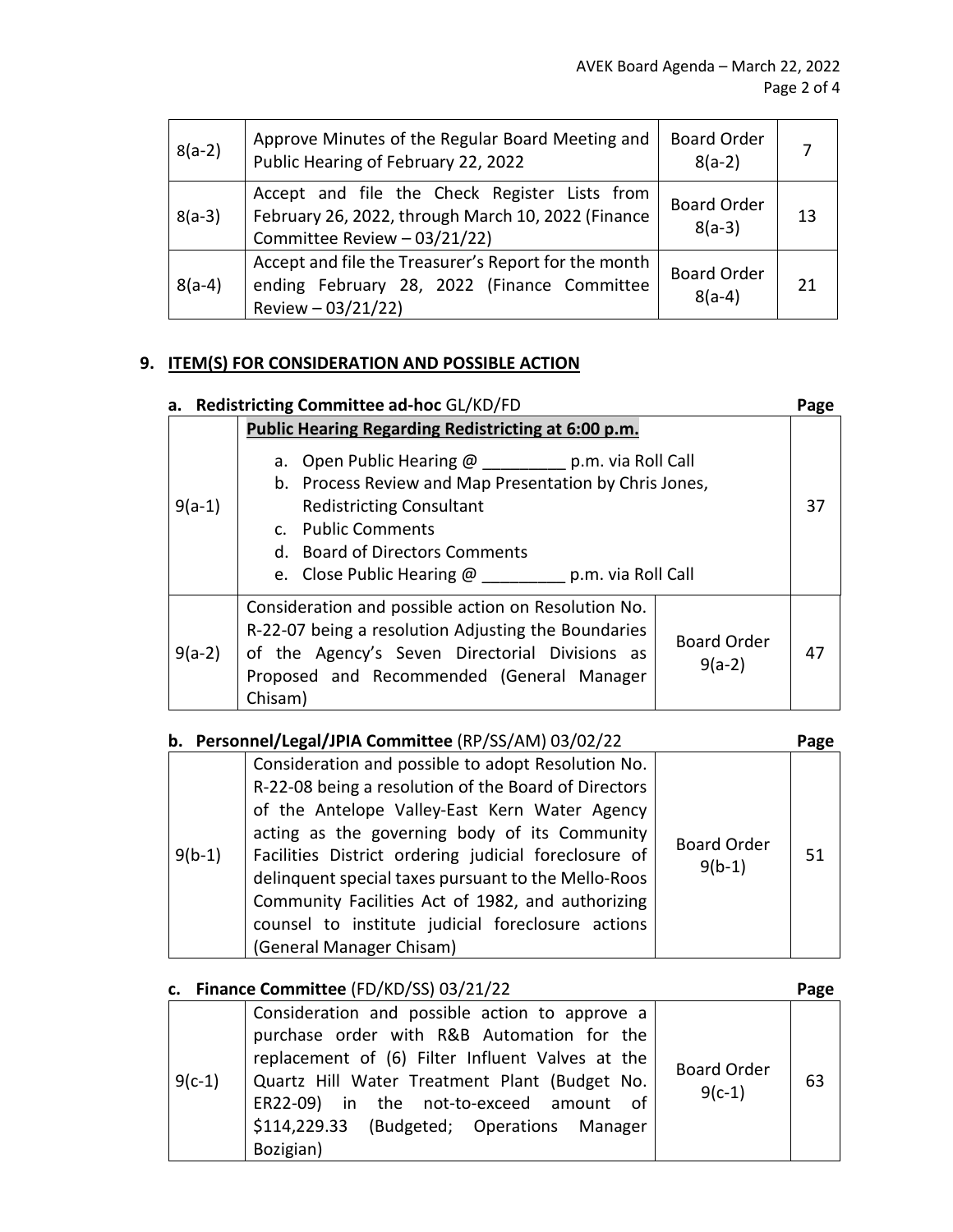| 8(a-2) | Approve Minutes of the Regular Board Meeting and Public Hearing of February 22, 2022 | Board Order 8(a-2) | 7 |
|---|---|---|---|
| 8(a-3) | Accept and file the Check Register Lists from February 26, 2022, through March 10, 2022 (Finance Committee Review – 03/21/22) | Board Order 8(a-3) | 13 |
| 8(a-4) | Accept and file the Treasurer's Report for the month ending February 28, 2022 (Finance Committee Review – 03/21/22) | Board Order 8(a-4) | 21 |

## 9. ITEM(S) FOR CONSIDERATION AND POSSIBLE ACTION

**a. Redistricting Committee ad-hoc** GL/KD/FD

| | | | Page |
|---|---|---|---|
| 9(a-1) | **Public Hearing Regarding Redistricting at 6:00 p.m.**<br>a. Open Public Hearing @ _________ p.m. via Roll Call<br>b. Process Review and Map Presentation by Chris Jones, Redistricting Consultant<br>c. Public Comments<br>d. Board of Directors Comments<br>e. Close Public Hearing @ _________ p.m. via Roll Call | | 37 |
| 9(a-2) | Consideration and possible action on Resolution No. R-22-07 being a resolution Adjusting the Boundaries of the Agency's Seven Directorial Divisions as Proposed and Recommended (General Manager Chisam) | Board Order 9(a-2) | 47 |

**b. Personnel/Legal/JPIA Committee** (RP/SS/AM) 03/02/22

| | | | Page |
|---|---|---|---|
| 9(b-1) | Consideration and possible to adopt Resolution No. R-22-08 being a resolution of the Board of Directors of the Antelope Valley-East Kern Water Agency acting as the governing body of its Community Facilities District ordering judicial foreclosure of delinquent special taxes pursuant to the Mello-Roos Community Facilities Act of 1982, and authorizing counsel to institute judicial foreclosure actions (General Manager Chisam) | Board Order 9(b-1) | 51 |

**c. Finance Committee** (FD/KD/SS) 03/21/22

| | | | Page |
|---|---|---|---|
| 9(c-1) | Consideration and possible action to approve a purchase order with R&B Automation for the replacement of (6) Filter Influent Valves at the Quartz Hill Water Treatment Plant (Budget No. ER22-09) in the not-to-exceed amount of $114,229.33 (Budgeted; Operations Manager Bozigian) | Board Order 9(c-1) | 63 |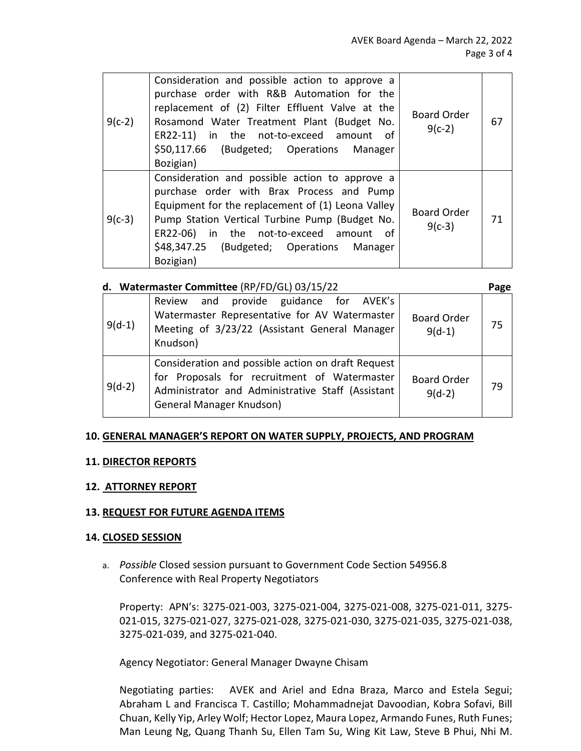| 9(c-2) | Consideration and possible action to approve a purchase order with R&B Automation for the replacement of (2) Filter Effluent Valve at the Rosamond Water Treatment Plant (Budget No. ER22-11) in the not-to-exceed amount of $50,117.66 (Budgeted; Operations Manager Bozigian) | Board Order 9(c-2) | 67 |
|---|---|---|---|
| 9(c-3) | Consideration and possible action to approve a purchase order with Brax Process and Pump Equipment for the replacement of (1) Leona Valley Pump Station Vertical Turbine Pump (Budget No. ER22-06) in the not-to-exceed amount of $48,347.25 (Budgeted; Operations Manager Bozigian) | Board Order 9(c-3) | 71 |

**d. Watermaster Committee** (RP/FD/GL) 03/15/22 **Page**

| 9(d-1) | Review and provide guidance for AVEK's Watermaster Representative for AV Watermaster Meeting of 3/23/22 (Assistant General Manager Knudson) | Board Order 9(d-1) | 75 |
|---|---|---|---|
| 9(d-2) | Consideration and possible action on draft Request for Proposals for recruitment of Watermaster Administrator and Administrative Staff (Assistant General Manager Knudson) | Board Order 9(d-2) | 79 |

**10. GENERAL MANAGER'S REPORT ON WATER SUPPLY, PROJECTS, AND PROGRAM**

**11. DIRECTOR REPORTS**

**12. ATTORNEY REPORT**

**13. REQUEST FOR FUTURE AGENDA ITEMS**

**14. CLOSED SESSION**

a. *Possible* Closed session pursuant to Government Code Section 54956.8 Conference with Real Property Negotiators

Property: APN's: 3275-021-003, 3275-021-004, 3275-021-008, 3275-021-011, 3275-021-015, 3275-021-027, 3275-021-028, 3275-021-030, 3275-021-035, 3275-021-038, 3275-021-039, and 3275-021-040.

Agency Negotiator: General Manager Dwayne Chisam

Negotiating parties: AVEK and Ariel and Edna Braza, Marco and Estela Segui; Abraham L and Francisca T. Castillo; Mohammadnejat Davoodian, Kobra Sofavi, Bill Chuan, Kelly Yip, Arley Wolf; Hector Lopez, Maura Lopez, Armando Funes, Ruth Funes; Man Leung Ng, Quang Thanh Su, Ellen Tam Su, Wing Kit Law, Steve B Phui, Nhi M.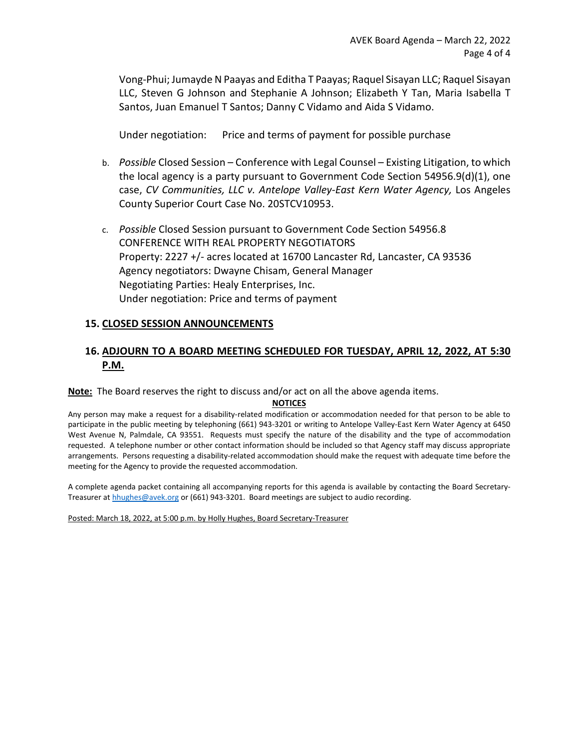Vong-Phui; Jumayde N Paayas and Editha T Paayas; Raquel Sisayan LLC; Raquel Sisayan LLC, Steven G Johnson and Stephanie A Johnson; Elizabeth Y Tan, Maria Isabella T Santos, Juan Emanuel T Santos; Danny C Vidamo and Aida S Vidamo.

Under negotiation: Price and terms of payment for possible purchase

b. *Possible* Closed Session – Conference with Legal Counsel – Existing Litigation, to which the local agency is a party pursuant to Government Code Section 54956.9(d)(1), one case, *CV Communities, LLC v. Antelope Valley-East Kern Water Agency,* Los Angeles County Superior Court Case No. 20STCV10953.

c. *Possible* Closed Session pursuant to Government Code Section 54956.8
CONFERENCE WITH REAL PROPERTY NEGOTIATORS
Property: 2227 +/- acres located at 16700 Lancaster Rd, Lancaster, CA 93536
Agency negotiators: Dwayne Chisam, General Manager
Negotiating Parties: Healy Enterprises, Inc.
Under negotiation: Price and terms of payment

## 15. CLOSED SESSION ANNOUNCEMENTS

## 16. ADJOURN TO A BOARD MEETING SCHEDULED FOR TUESDAY, APRIL 12, 2022, AT 5:30 P.M.

**Note:** The Board reserves the right to discuss and/or act on all the above agenda items.

**NOTICES**

Any person may make a request for a disability-related modification or accommodation needed for that person to be able to participate in the public meeting by telephoning (661) 943-3201 or writing to Antelope Valley-East Kern Water Agency at 6450 West Avenue N, Palmdale, CA 93551. Requests must specify the nature of the disability and the type of accommodation requested. A telephone number or other contact information should be included so that Agency staff may discuss appropriate arrangements. Persons requesting a disability-related accommodation should make the request with adequate time before the meeting for the Agency to provide the requested accommodation.

A complete agenda packet containing all accompanying reports for this agenda is available by contacting the Board Secretary-Treasurer at hhughes@avek.org or (661) 943-3201. Board meetings are subject to audio recording.

Posted: March 18, 2022, at 5:00 p.m. by Holly Hughes, Board Secretary-Treasurer